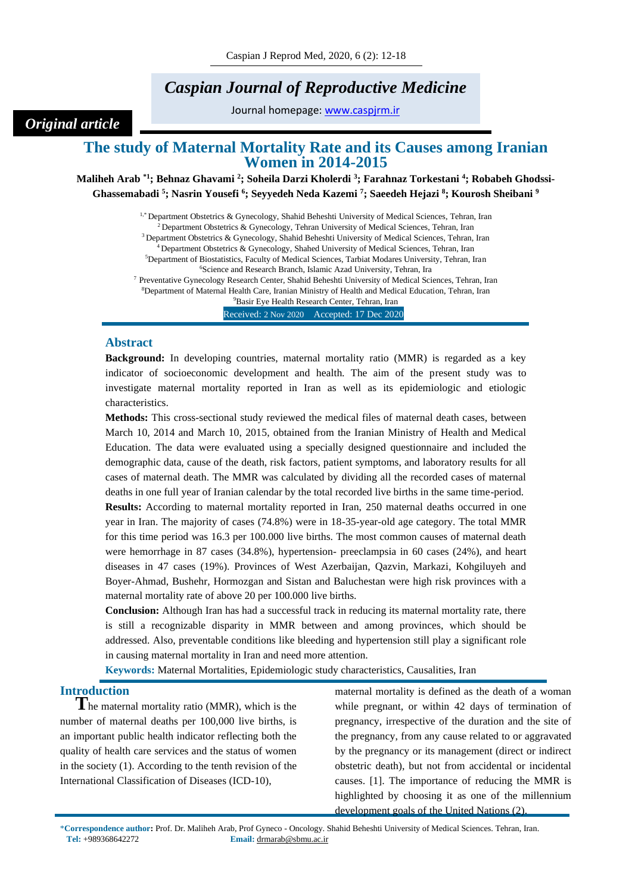*Original article*

# The study of Maternal Mortality Rate and its Causes among Iranian Women in 2014-2015

**Maliheh Arab [*1]; Behnaz Ghavami [2]; Soheila Darzi Kholerdi [3]; Farahnaz Torkestani [4]; Robabeh Ghodssi-Ghassemabadi [5]; Nasrin Yousefi [6]; Seyyedeh Neda Kazemi [7]; Saeedeh Hejazi [8]; Kourosh Sheibani [9]**

[1,*] Department Obstetrics & Gynecology, Shahid Beheshti University of Medical Sciences, Tehran, Iran
[2] Department Obstetrics & Gynecology, Tehran University of Medical Sciences, Tehran, Iran
[3] Department Obstetrics & Gynecology, Shahid Beheshti University of Medical Sciences, Tehran, Iran
[4] Department Obstetrics & Gynecology, Shahed University of Medical Sciences, Tehran, Iran
[5] Department of Biostatistics, Faculty of Medical Sciences, Tarbiat Modares University, Tehran, Iran
[6] Science and Research Branch, Islamic Azad University, Tehran, Ira
[7] Preventative Gynecology Research Center, Shahid Beheshti University of Medical Sciences, Tehran, Iran
[8] Department of Maternal Health Care, Iranian Ministry of Health and Medical Education, Tehran, Iran
[9] Basir Eye Health Research Center, Tehran, Iran

Received: 2 Nov 2020 Accepted: 17 Dec 2020

## Abstract

**Background:** In developing countries, maternal mortality ratio (MMR) is regarded as a key indicator of socioeconomic development and health. The aim of the present study was to investigate maternal mortality reported in Iran as well as its epidemiologic and etiologic characteristics.

**Methods:** This cross-sectional study reviewed the medical files of maternal death cases, between March 10, 2014 and March 10, 2015, obtained from the Iranian Ministry of Health and Medical Education. The data were evaluated using a specially designed questionnaire and included the demographic data, cause of the death, risk factors, patient symptoms, and laboratory results for all cases of maternal death. The MMR was calculated by dividing all the recorded cases of maternal deaths in one full year of Iranian calendar by the total recorded live births in the same time-period.

**Results:** According to maternal mortality reported in Iran, 250 maternal deaths occurred in one year in Iran. The majority of cases (74.8%) were in 18-35-year-old age category. The total MMR for this time period was 16.3 per 100.000 live births. The most common causes of maternal death were hemorrhage in 87 cases (34.8%), hypertension- preeclampsia in 60 cases (24%), and heart diseases in 47 cases (19%). Provinces of West Azerbaijan, Qazvin, Markazi, Kohgiluyeh and Boyer-Ahmad, Bushehr, Hormozgan and Sistan and Baluchestan were high risk provinces with a maternal mortality rate of above 20 per 100.000 live births.

**Conclusion:** Although Iran has had a successful track in reducing its maternal mortality rate, there is still a recognizable disparity in MMR between and among provinces, which should be addressed. Also, preventable conditions like bleeding and hypertension still play a significant role in causing maternal mortality in Iran and need more attention.

**Keywords:** Maternal Mortalities, Epidemiologic study characteristics, Causalities, Iran

## Introduction

The maternal mortality ratio (MMR), which is the number of maternal deaths per 100,000 live births, is an important public health indicator reflecting both the quality of health care services and the status of women in the society (1). According to the tenth revision of the International Classification of Diseases (ICD-10), maternal mortality is defined as the death of a woman while pregnant, or within 42 days of termination of pregnancy, irrespective of the duration and the site of the pregnancy, from any cause related to or aggravated by the pregnancy or its management (direct or indirect obstetric death), but not from accidental or incidental causes. [1]. The importance of reducing the MMR is highlighted by choosing it as one of the millennium development goals of the United Nations (2).

*Correspondence author: Prof. Dr. Maliheh Arab, Prof Gyneco - Oncology. Shahid Beheshti University of Medical Sciences. Tehran, Iran.
Tel: +989368642272 Email: drmarab@sbmu.ac.ir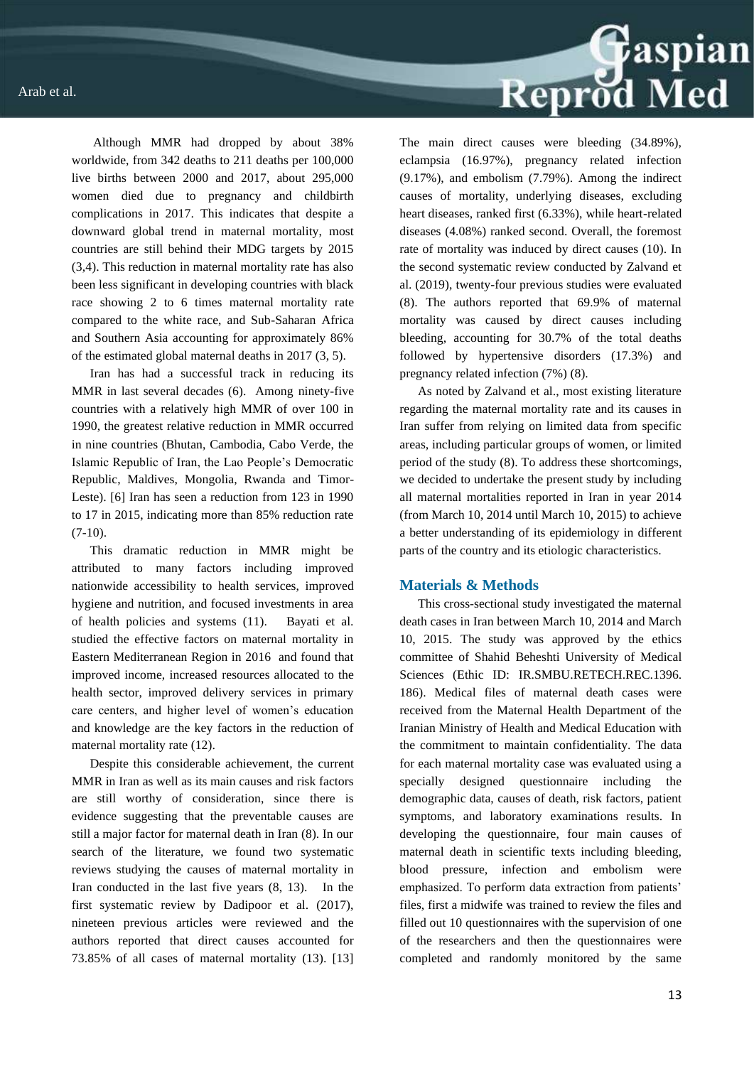Although MMR had dropped by about 38% worldwide, from 342 deaths to 211 deaths per 100,000 live births between 2000 and 2017, about 295,000 women died due to pregnancy and childbirth complications in 2017. This indicates that despite a downward global trend in maternal mortality, most countries are still behind their MDG targets by 2015 (3,4). This reduction in maternal mortality rate has also been less significant in developing countries with black race showing 2 to 6 times maternal mortality rate compared to the white race, and Sub-Saharan Africa and Southern Asia accounting for approximately 86% of the estimated global maternal deaths in 2017 (3, 5).

Iran has had a successful track in reducing its MMR in last several decades (6). Among ninety-five countries with a relatively high MMR of over 100 in 1990, the greatest relative reduction in MMR occurred in nine countries (Bhutan, Cambodia, Cabo Verde, the Islamic Republic of Iran, the Lao People's Democratic Republic, Maldives, Mongolia, Rwanda and Timor-Leste). [6] Iran has seen a reduction from 123 in 1990 to 17 in 2015, indicating more than 85% reduction rate (7-10).

This dramatic reduction in MMR might be attributed to many factors including improved nationwide accessibility to health services, improved hygiene and nutrition, and focused investments in area of health policies and systems (11). Bayati et al. studied the effective factors on maternal mortality in Eastern Mediterranean Region in 2016 and found that improved income, increased resources allocated to the health sector, improved delivery services in primary care centers, and higher level of women's education and knowledge are the key factors in the reduction of maternal mortality rate (12).

Despite this considerable achievement, the current MMR in Iran as well as its main causes and risk factors are still worthy of consideration, since there is evidence suggesting that the preventable causes are still a major factor for maternal death in Iran (8). In our search of the literature, we found two systematic reviews studying the causes of maternal mortality in Iran conducted in the last five years (8, 13). In the first systematic review by Dadipoor et al. (2017), nineteen previous articles were reviewed and the authors reported that direct causes accounted for 73.85% of all cases of maternal mortality (13). [13] The main direct causes were bleeding (34.89%), eclampsia (16.97%), pregnancy related infection (9.17%), and embolism (7.79%). Among the indirect causes of mortality, underlying diseases, excluding heart diseases, ranked first (6.33%), while heart-related diseases (4.08%) ranked second. Overall, the foremost rate of mortality was induced by direct causes (10). In the second systematic review conducted by Zalvand et al. (2019), twenty-four previous studies were evaluated (8). The authors reported that 69.9% of maternal mortality was caused by direct causes including bleeding, accounting for 30.7% of the total deaths followed by hypertensive disorders (17.3%) and pregnancy related infection (7%) (8).

As noted by Zalvand et al., most existing literature regarding the maternal mortality rate and its causes in Iran suffer from relying on limited data from specific areas, including particular groups of women, or limited period of the study (8). To address these shortcomings, we decided to undertake the present study by including all maternal mortalities reported in Iran in year 2014 (from March 10, 2014 until March 10, 2015) to achieve a better understanding of its epidemiology in different parts of the country and its etiologic characteristics.

## Materials & Methods

This cross-sectional study investigated the maternal death cases in Iran between March 10, 2014 and March 10, 2015. The study was approved by the ethics committee of Shahid Beheshti University of Medical Sciences (Ethic ID: IR.SMBU.RETECH.REC.1396. 186). Medical files of maternal death cases were received from the Maternal Health Department of the Iranian Ministry of Health and Medical Education with the commitment to maintain confidentiality. The data for each maternal mortality case was evaluated using a specially designed questionnaire including the demographic data, causes of death, risk factors, patient symptoms, and laboratory examinations results. In developing the questionnaire, four main causes of maternal death in scientific texts including bleeding, blood pressure, infection and embolism were emphasized. To perform data extraction from patients' files, first a midwife was trained to review the files and filled out 10 questionnaires with the supervision of one of the researchers and then the questionnaires were completed and randomly monitored by the same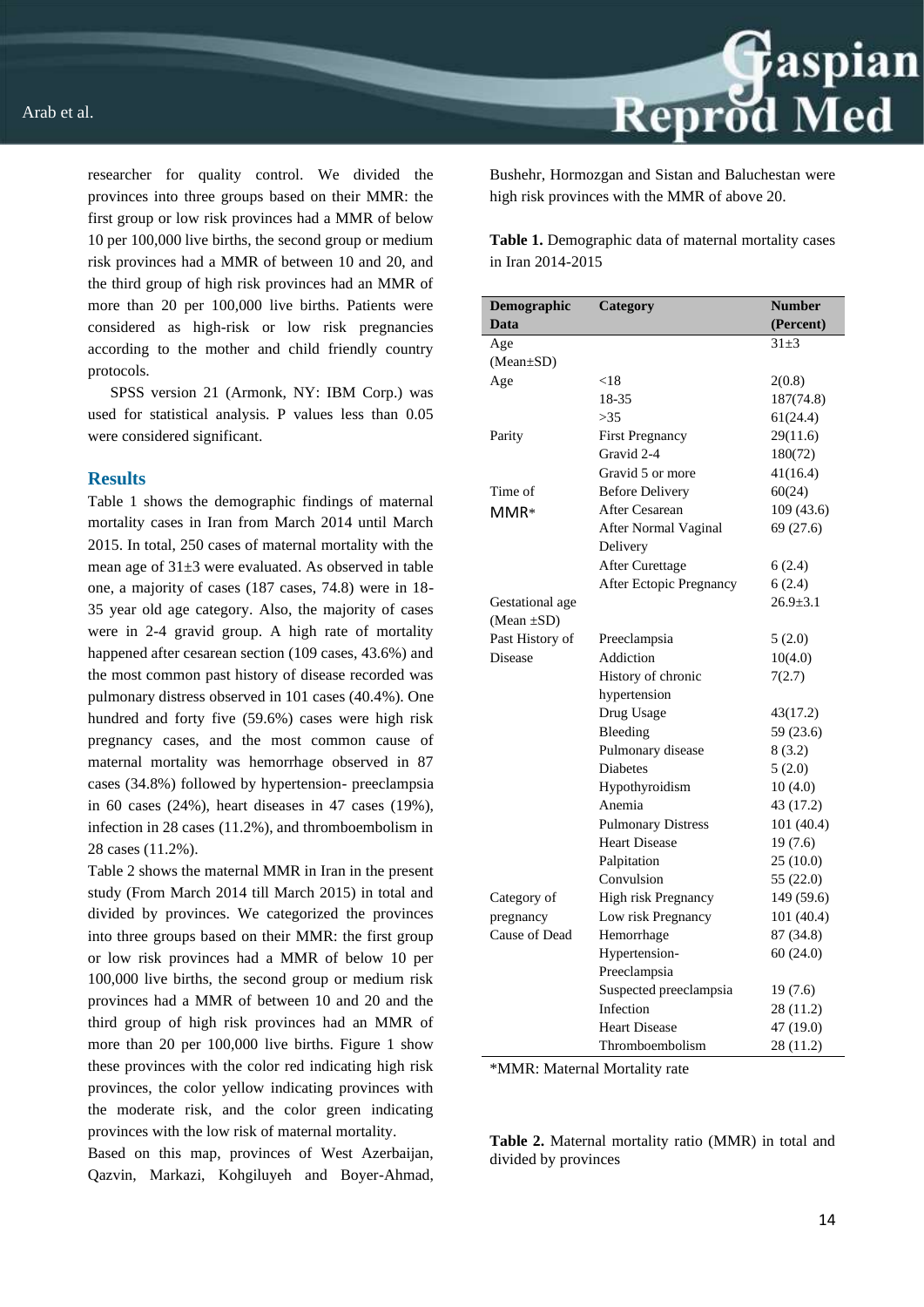researcher for quality control. We divided the provinces into three groups based on their MMR: the first group or low risk provinces had a MMR of below 10 per 100,000 live births, the second group or medium risk provinces had a MMR of between 10 and 20, and the third group of high risk provinces had an MMR of more than 20 per 100,000 live births. Patients were considered as high-risk or low risk pregnancies according to the mother and child friendly country protocols.

SPSS version 21 (Armonk, NY: IBM Corp.) was used for statistical analysis. P values less than 0.05 were considered significant.

## Results

Table 1 shows the demographic findings of maternal mortality cases in Iran from March 2014 until March 2015. In total, 250 cases of maternal mortality with the mean age of 31±3 were evaluated. As observed in table one, a majority of cases (187 cases, 74.8) were in 18-35 year old age category. Also, the majority of cases were in 2-4 gravid group. A high rate of mortality happened after cesarean section (109 cases, 43.6%) and the most common past history of disease recorded was pulmonary distress observed in 101 cases (40.4%). One hundred and forty five (59.6%) cases were high risk pregnancy cases, and the most common cause of maternal mortality was hemorrhage observed in 87 cases (34.8%) followed by hypertension- preeclampsia in 60 cases (24%), heart diseases in 47 cases (19%), infection in 28 cases (11.2%), and thromboembolism in 28 cases (11.2%).

Table 2 shows the maternal MMR in Iran in the present study (From March 2014 till March 2015) in total and divided by provinces. We categorized the provinces into three groups based on their MMR: the first group or low risk provinces had a MMR of below 10 per 100,000 live births, the second group or medium risk provinces had a MMR of between 10 and 20 and the third group of high risk provinces had an MMR of more than 20 per 100,000 live births. Figure 1 show these provinces with the color red indicating high risk provinces, the color yellow indicating provinces with the moderate risk, and the color green indicating provinces with the low risk of maternal mortality.

Based on this map, provinces of West Azerbaijan, Qazvin, Markazi, Kohgiluyeh and Boyer-Ahmad, Bushehr, Hormozgan and Sistan and Baluchestan were high risk provinces with the MMR of above 20.

**Table 1.** Demographic data of maternal mortality cases in Iran 2014-2015

| Demographic Data | Category | Number (Percent) |
|---|---|---|
| Age (Mean±SD) | | 31±3 |
| Age | <18 | 2(0.8) |
| | 18-35 | 187(74.8) |
| | >35 | 61(24.4) |
| Parity | First Pregnancy | 29(11.6) |
| | Gravid 2-4 | 180(72) |
| | Gravid 5 or more | 41(16.4) |
| Time of MMR* | Before Delivery | 60(24) |
| | After Cesarean | 109 (43.6) |
| | After Normal Vaginal Delivery | 69 (27.6) |
| | After Curettage | 6 (2.4) |
| | After Ectopic Pregnancy | 6 (2.4) |
| Gestational age (Mean ±SD) | | 26.9±3.1 |
| Past History of Disease | Preeclampsia | 5 (2.0) |
| | Addiction | 10(4.0) |
| | History of chronic hypertension | 7(2.7) |
| | Drug Usage | 43(17.2) |
| | Bleeding | 59 (23.6) |
| | Pulmonary disease | 8 (3.2) |
| | Diabetes | 5 (2.0) |
| | Hypothyroidism | 10 (4.0) |
| | Anemia | 43 (17.2) |
| | Pulmonary Distress | 101 (40.4) |
| | Heart Disease | 19 (7.6) |
| | Palpitation | 25 (10.0) |
| | Convulsion | 55 (22.0) |
| Category of pregnancy | High risk Pregnancy | 149 (59.6) |
| | Low risk Pregnancy | 101 (40.4) |
| Cause of Dead | Hemorrhage | 87 (34.8) |
| | Hypertension-Preeclampsia | 60 (24.0) |
| | Suspected preeclampsia | 19 (7.6) |
| | Infection | 28 (11.2) |
| | Heart Disease | 47 (19.0) |
| | Thromboembolism | 28 (11.2) |

*MMR: Maternal Mortality rate

**Table 2.** Maternal mortality ratio (MMR) in total and divided by provinces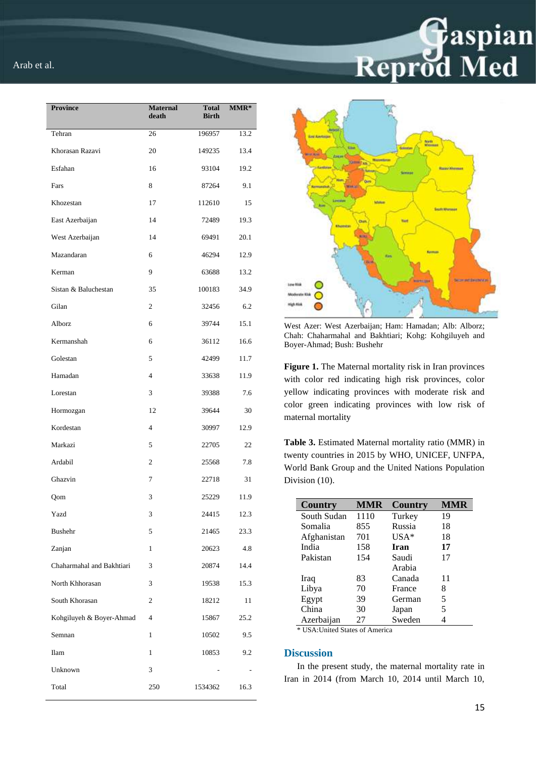| Province | Maternal death | Total Birth | MMR* |
|---|---|---|---|
| Tehran | 26 | 196957 | 13.2 |
| Khorasan Razavi | 20 | 149235 | 13.4 |
| Esfahan | 16 | 93104 | 19.2 |
| Fars | 8 | 87264 | 9.1 |
| Khozestan | 17 | 112610 | 15 |
| East Azerbaijan | 14 | 72489 | 19.3 |
| West Azerbaijan | 14 | 69491 | 20.1 |
| Mazandaran | 6 | 46294 | 12.9 |
| Kerman | 9 | 63688 | 13.2 |
| Sistan & Baluchestan | 35 | 100183 | 34.9 |
| Gilan | 2 | 32456 | 6.2 |
| Alborz | 6 | 39744 | 15.1 |
| Kermanshah | 6 | 36112 | 16.6 |
| Golestan | 5 | 42499 | 11.7 |
| Hamadan | 4 | 33638 | 11.9 |
| Lorestan | 3 | 39388 | 7.6 |
| Hormozgan | 12 | 39644 | 30 |
| Kordestan | 4 | 30997 | 12.9 |
| Markazi | 5 | 22705 | 22 |
| Ardabil | 2 | 25568 | 7.8 |
| Ghazvin | 7 | 22718 | 31 |
| Qom | 3 | 25229 | 11.9 |
| Yazd | 3 | 24415 | 12.3 |
| Bushehr | 5 | 21465 | 23.3 |
| Zanjan | 1 | 20623 | 4.8 |
| Chaharmahal and Bakhtiari | 3 | 20874 | 14.4 |
| North Khhorasan | 3 | 19538 | 15.3 |
| South Khorasan | 2 | 18212 | 11 |
| Kohgiluyeh & Boyer-Ahmad | 4 | 15867 | 25.2 |
| Semnan | 1 | 10502 | 9.5 |
| Ilam | 1 | 10853 | 9.2 |
| Unknown | 3 | - | - |
| Total | 250 | 1534362 | 16.3 |

West Azer: West Azerbaijan; Ham: Hamadan; Alb: Alborz; Chah: Chaharmahal and Bakhtiari; Kohg: Kohgiluyeh and Boyer-Ahmad; Bush: Bushehr

**Figure 1.** The Maternal mortality risk in Iran provinces with color red indicating high risk provinces, color yellow indicating provinces with moderate risk and color green indicating provinces with low risk of maternal mortality

**Table 3.** Estimated Maternal mortality ratio (MMR) in twenty countries in 2015 by WHO, UNICEF, UNFPA, World Bank Group and the United Nations Population Division (10).

| Country | MMR | Country | MMR |
|---|---|---|---|
| South Sudan | 1110 | Turkey | 19 |
| Somalia | 855 | Russia | 18 |
| Afghanistan | 701 | USA* | 18 |
| India | 158 | **Iran** | **17** |
| Pakistan | 154 | Saudi Arabia | 17 |
| Iraq | 83 | Canada | 11 |
| Libya | 70 | France | 8 |
| Egypt | 39 | German | 5 |
| China | 30 | Japan | 5 |
| Azerbaijan | 27 | Sweden | 4 |

\* USA:United States of America

## Discussion

In the present study, the maternal mortality rate in Iran in 2014 (from March 10, 2014 until March 10,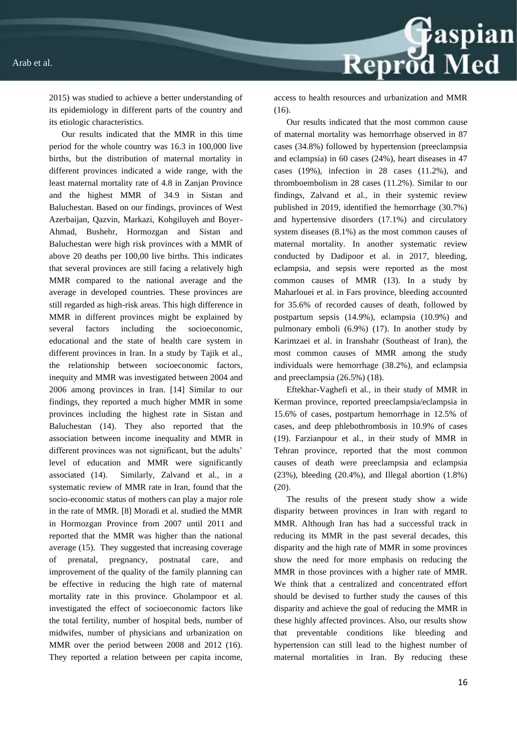2015) was studied to achieve a better understanding of its epidemiology in different parts of the country and its etiologic characteristics.

Our results indicated that the MMR in this time period for the whole country was 16.3 in 100,000 live births, but the distribution of maternal mortality in different provinces indicated a wide range, with the least maternal mortality rate of 4.8 in Zanjan Province and the highest MMR of 34.9 in Sistan and Baluchestan. Based on our findings, provinces of West Azerbaijan, Qazvin, Markazi, Kohgiluyeh and Boyer-Ahmad, Bushehr, Hormozgan and Sistan and Baluchestan were high risk provinces with a MMR of above 20 deaths per 100,00 live births. This indicates that several provinces are still facing a relatively high MMR compared to the national average and the average in developed countries. These provinces are still regarded as high-risk areas. This high difference in MMR in different provinces might be explained by several factors including the socioeconomic, educational and the state of health care system in different provinces in Iran. In a study by Tajik et al., the relationship between socioeconomic factors, inequity and MMR was investigated between 2004 and 2006 among provinces in Iran. [14] Similar to our findings, they reported a much higher MMR in some provinces including the highest rate in Sistan and Baluchestan (14). They also reported that the association between income inequality and MMR in different provinces was not significant, but the adults' level of education and MMR were significantly associated (14). Similarly, Zalvand et al., in a systematic review of MMR rate in Iran, found that the socio-economic status of mothers can play a major role in the rate of MMR. [8] Moradi et al. studied the MMR in Hormozgan Province from 2007 until 2011 and reported that the MMR was higher than the national average (15). They suggested that increasing coverage of prenatal, pregnancy, postnatal care, and improvement of the quality of the family planning can be effective in reducing the high rate of maternal mortality rate in this province. Gholampoor et al. investigated the effect of socioeconomic factors like the total fertility, number of hospital beds, number of midwifes, number of physicians and urbanization on MMR over the period between 2008 and 2012 (16). They reported a relation between per capita income, access to health resources and urbanization and MMR (16).

Our results indicated that the most common cause of maternal mortality was hemorrhage observed in 87 cases (34.8%) followed by hypertension (preeclampsia and eclampsia) in 60 cases (24%), heart diseases in 47 cases (19%), infection in 28 cases (11.2%), and thromboembolism in 28 cases (11.2%). Similar to our findings, Zalvand et al., in their systemic review published in 2019, identified the hemorrhage (30.7%) and hypertensive disorders (17.1%) and circulatory system diseases (8.1%) as the most common causes of maternal mortality. In another systematic review conducted by Dadipoor et al. in 2017, bleeding, eclampsia, and sepsis were reported as the most common causes of MMR (13). In a study by Maharlouei et al. in Fars province, bleeding accounted for 35.6% of recorded causes of death, followed by postpartum sepsis (14.9%), eclampsia (10.9%) and pulmonary emboli (6.9%) (17). In another study by Karimzaei et al. in Iranshahr (Southeast of Iran), the most common causes of MMR among the study individuals were hemorrhage (38.2%), and eclampsia and preeclampsia (26.5%) (18).

Eftekhar-Vaghefi et al., in their study of MMR in Kerman province, reported preeclampsia/eclampsia in 15.6% of cases, postpartum hemorrhage in 12.5% of cases, and deep phlebothrombosis in 10.9% of cases (19). Farzianpour et al., in their study of MMR in Tehran province, reported that the most common causes of death were preeclampsia and eclampsia (23%), bleeding (20.4%), and Illegal abortion (1.8%) (20).

The results of the present study show a wide disparity between provinces in Iran with regard to MMR. Although Iran has had a successful track in reducing its MMR in the past several decades, this disparity and the high rate of MMR in some provinces show the need for more emphasis on reducing the MMR in those provinces with a higher rate of MMR. We think that a centralized and concentrated effort should be devised to further study the causes of this disparity and achieve the goal of reducing the MMR in these highly affected provinces. Also, our results show that preventable conditions like bleeding and hypertension can still lead to the highest number of maternal mortalities in Iran. By reducing these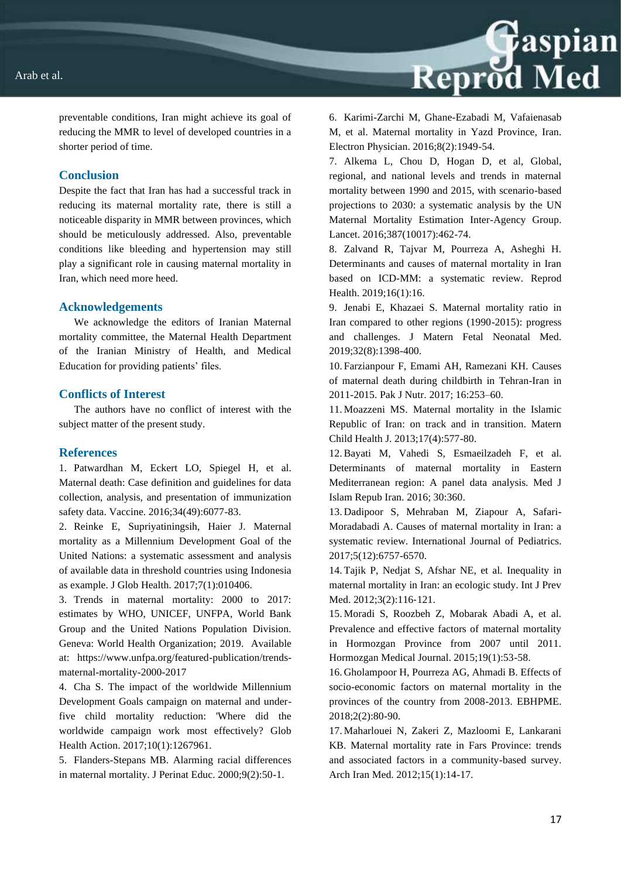preventable conditions, Iran might achieve its goal of reducing the MMR to level of developed countries in a shorter period of time.

## Conclusion

Despite the fact that Iran has had a successful track in reducing its maternal mortality rate, there is still a noticeable disparity in MMR between provinces, which should be meticulously addressed. Also, preventable conditions like bleeding and hypertension may still play a significant role in causing maternal mortality in Iran, which need more heed.

## Acknowledgements

We acknowledge the editors of Iranian Maternal mortality committee, the Maternal Health Department of the Iranian Ministry of Health, and Medical Education for providing patients' files.

## Conflicts of Interest

The authors have no conflict of interest with the subject matter of the present study.

## References

1. Patwardhan M, Eckert LO, Spiegel H, et al. Maternal death: Case definition and guidelines for data collection, analysis, and presentation of immunization safety data. Vaccine. 2016;34(49):6077-83.
2. Reinke E, Supriyatiningsih, Haier J. Maternal mortality as a Millennium Development Goal of the United Nations: a systematic assessment and analysis of available data in threshold countries using Indonesia as example. J Glob Health. 2017;7(1):010406.
3. Trends in maternal mortality: 2000 to 2017: estimates by WHO, UNICEF, UNFPA, World Bank Group and the United Nations Population Division. Geneva: World Health Organization; 2019. Available at: https://www.unfpa.org/featured-publication/trends-maternal-mortality-2000-2017
4. Cha S. The impact of the worldwide Millennium Development Goals campaign on maternal and under-five child mortality reduction: 'Where did the worldwide campaign work most effectively? Glob Health Action. 2017;10(1):1267961.
5. Flanders-Stepans MB. Alarming racial differences in maternal mortality. J Perinat Educ. 2000;9(2):50-1.
6. Karimi-Zarchi M, Ghane-Ezabadi M, Vafaienasab M, et al. Maternal mortality in Yazd Province, Iran. Electron Physician. 2016;8(2):1949-54.
7. Alkema L, Chou D, Hogan D, et al, Global, regional, and national levels and trends in maternal mortality between 1990 and 2015, with scenario-based projections to 2030: a systematic analysis by the UN Maternal Mortality Estimation Inter-Agency Group. Lancet. 2016;387(10017):462-74.
8. Zalvand R, Tajvar M, Pourreza A, Asheghi H. Determinants and causes of maternal mortality in Iran based on ICD-MM: a systematic review. Reprod Health. 2019;16(1):16.
9. Jenabi E, Khazaei S. Maternal mortality ratio in Iran compared to other regions (1990-2015): progress and challenges. J Matern Fetal Neonatal Med. 2019;32(8):1398-400.
10. Farzianpour F, Emami AH, Ramezani KH. Causes of maternal death during childbirth in Tehran-Iran in 2011-2015. Pak J Nutr. 2017; 16:253–60.
11. Moazzeni MS. Maternal mortality in the Islamic Republic of Iran: on track and in transition. Matern Child Health J. 2013;17(4):577-80.
12. Bayati M, Vahedi S, Esmaeilzadeh F, et al. Determinants of maternal mortality in Eastern Mediterranean region: A panel data analysis. Med J Islam Repub Iran. 2016; 30:360.
13. Dadipoor S, Mehraban M, Ziapour A, Safari-Moradabadi A. Causes of maternal mortality in Iran: a systematic review. International Journal of Pediatrics. 2017;5(12):6757-6570.
14. Tajik P, Nedjat S, Afshar NE, et al. Inequality in maternal mortality in Iran: an ecologic study. Int J Prev Med. 2012;3(2):116‑121.
15. Moradi S, Roozbeh Z, Mobarak Abadi A, et al. Prevalence and effective factors of maternal mortality in Hormozgan Province from 2007 until 2011. Hormozgan Medical Journal. 2015;19(1):53-58.
16. Gholampoor H, Pourreza AG, Ahmadi B. Effects of socio-economic factors on maternal mortality in the provinces of the country from 2008-2013. EBHPME. 2018;2(2):80-90.
17. Maharlouei N, Zakeri Z, Mazloomi E, Lankarani KB. Maternal mortality rate in Fars Province: trends and associated factors in a community-based survey. Arch Iran Med. 2012;15(1):14-17.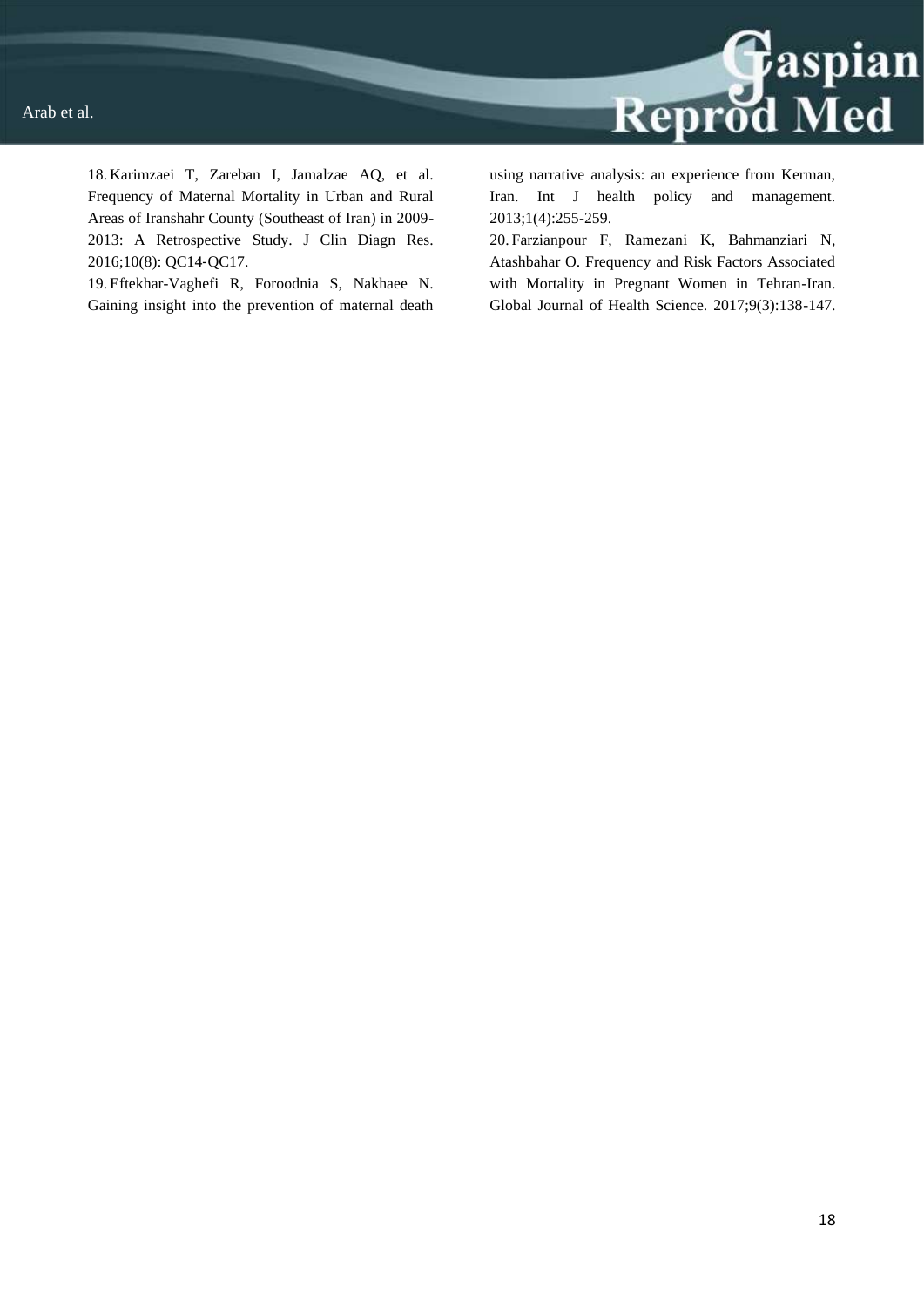18. Karimzaei T, Zareban I, Jamalzae AQ, et al. Frequency of Maternal Mortality in Urban and Rural Areas of Iranshahr County (Southeast of Iran) in 2009-2013: A Retrospective Study. J Clin Diagn Res. 2016;10(8): QC14-QC17.
19. Eftekhar-Vaghefi R, Foroodnia S, Nakhaee N. Gaining insight into the prevention of maternal death using narrative analysis: an experience from Kerman, Iran. Int J health policy and management. 2013;1(4):255-259.
20. Farzianpour F, Ramezani K, Bahmanziari N, Atashbahar O. Frequency and Risk Factors Associated with Mortality in Pregnant Women in Tehran-Iran. Global Journal of Health Science. 2017;9(3):138-147.